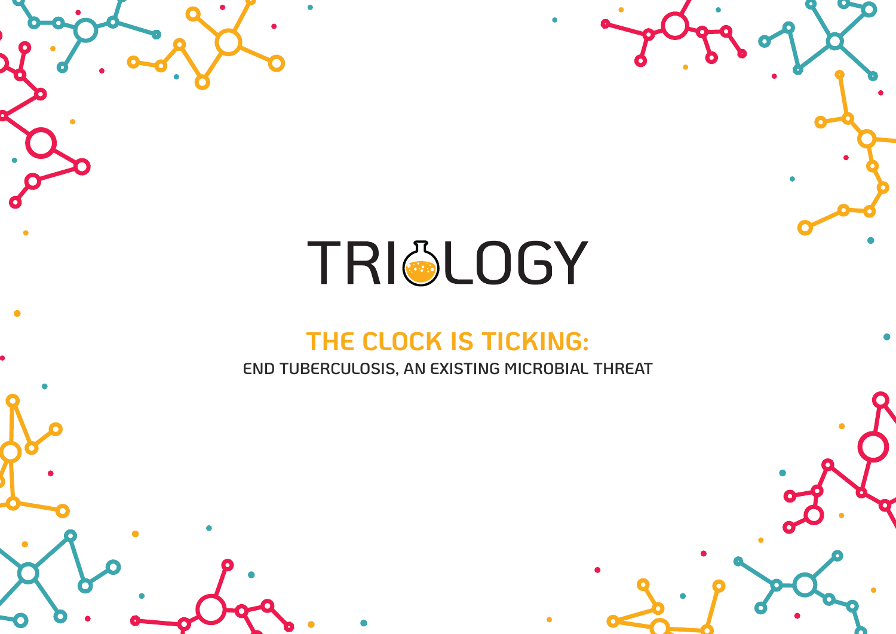# TRIOLOGY

## THE CLOCK IS TICKING:

END TUBERCULOSIS, AN EXISTING MICROBIAL THREAT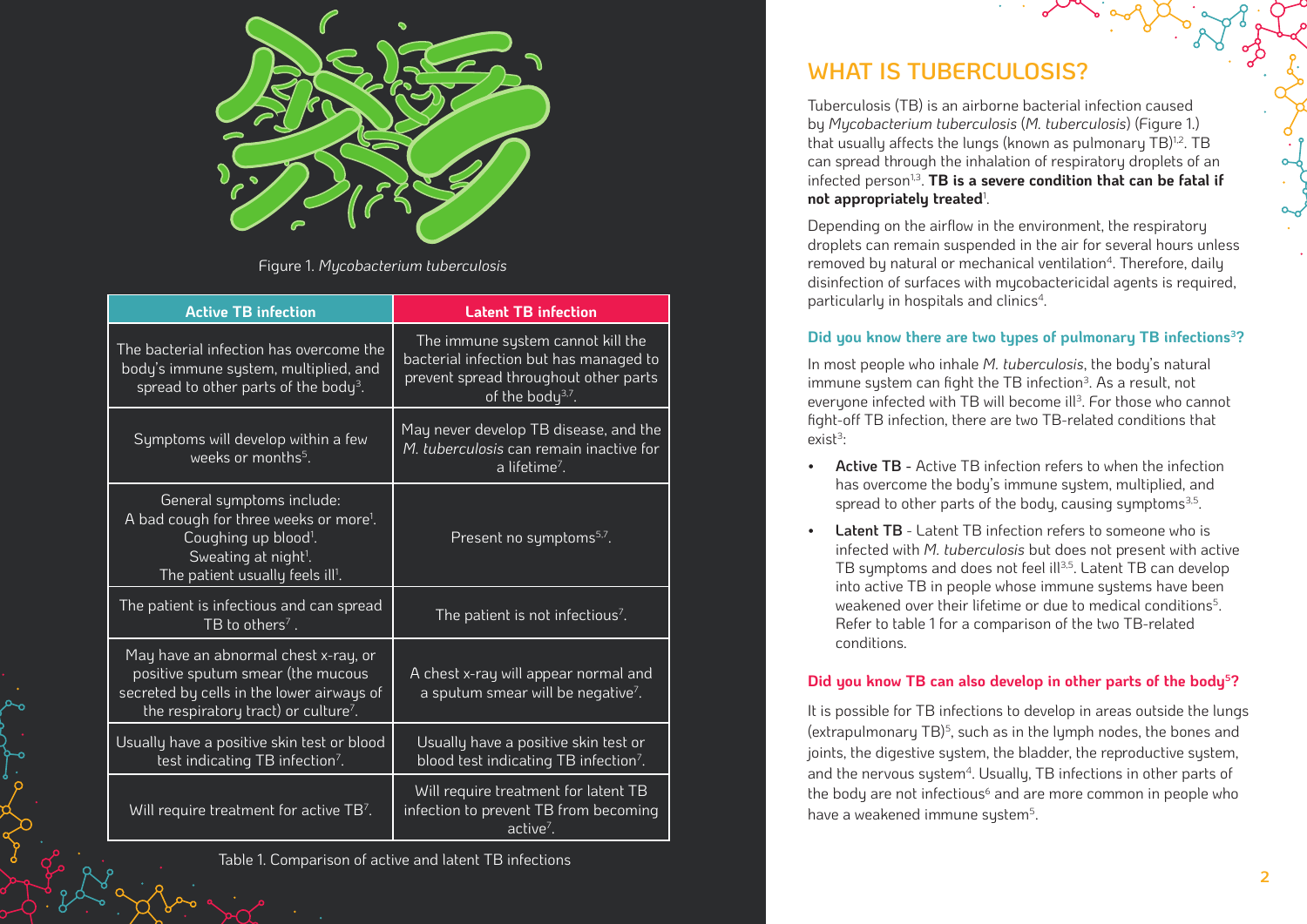Figure 1. *Mycobacterium tuberculosis*

| Active TB infection | Latent TB infection |
|---|---|
| The bacterial infection has overcome the body's immune system, multiplied, and spread to other parts of the body[3]. | The immune system cannot kill the bacterial infection but has managed to prevent spread throughout other parts of the body[3,7]. |
| Symptoms will develop within a few weeks or months[5]. | May never develop TB disease, and the *M. tuberculosis* can remain inactive for a lifetime[7]. |
| General symptoms include: A bad cough for three weeks or more[1]. Coughing up blood[1]. Sweating at night[1]. The patient usually feels ill[1]. | Present no symptoms[5,7]. |
| The patient is infectious and can spread TB to others[7]. | The patient is not infectious[7]. |
| May have an abnormal chest x-ray, or positive sputum smear (the mucous secreted by cells in the lower airways of the respiratory tract) or culture[7]. | A chest x-ray will appear normal and a sputum smear will be negative[7]. |
| Usually have a positive skin test or blood test indicating TB infection[7]. | Usually have a positive skin test or blood test indicating TB infection[7]. |
| Will require treatment for active TB[7]. | Will require treatment for latent TB infection to prevent TB from becoming active[7]. |

Table 1. Comparison of active and latent TB infections

## WHAT IS TUBERCULOSIS?

Tuberculosis (TB) is an airborne bacterial infection caused by *Mycobacterium tuberculosis* (*M. tuberculosis*) (Figure 1.) that usually affects the lungs (known as pulmonary TB)[1,2]. TB can spread through the inhalation of respiratory droplets of an infected person[1,3]. **TB is a severe condition that can be fatal if not appropriately treated**[1].

Depending on the airflow in the environment, the respiratory droplets can remain suspended in the air for several hours unless removed by natural or mechanical ventilation[4]. Therefore, daily disinfection of surfaces with mycobactericidal agents is required, particularly in hospitals and clinics[4].

### Did you know there are two types of pulmonary TB infections[3]?

In most people who inhale *M. tuberculosis*, the body's natural immune system can fight the TB infection[3]. As a result, not everyone infected with TB will become ill[3]. For those who cannot fight-off TB infection, there are two TB-related conditions that exist[3]:

- **Active TB** - Active TB infection refers to when the infection has overcome the body's immune system, multiplied, and spread to other parts of the body, causing symptoms[3,5].
- **Latent TB** - Latent TB infection refers to someone who is infected with *M. tuberculosis* but does not present with active TB symptoms and does not feel ill[3,5]. Latent TB can develop into active TB in people whose immune systems have been weakened over their lifetime or due to medical conditions[5]. Refer to table 1 for a comparison of the two TB-related conditions.

### Did you know TB can also develop in other parts of the body[5]?

It is possible for TB infections to develop in areas outside the lungs (extrapulmonary TB)[5], such as in the lymph nodes, the bones and joints, the digestive system, the bladder, the reproductive system, and the nervous system[4]. Usually, TB infections in other parts of the body are not infectious[6] and are more common in people who have a weakened immune system[5].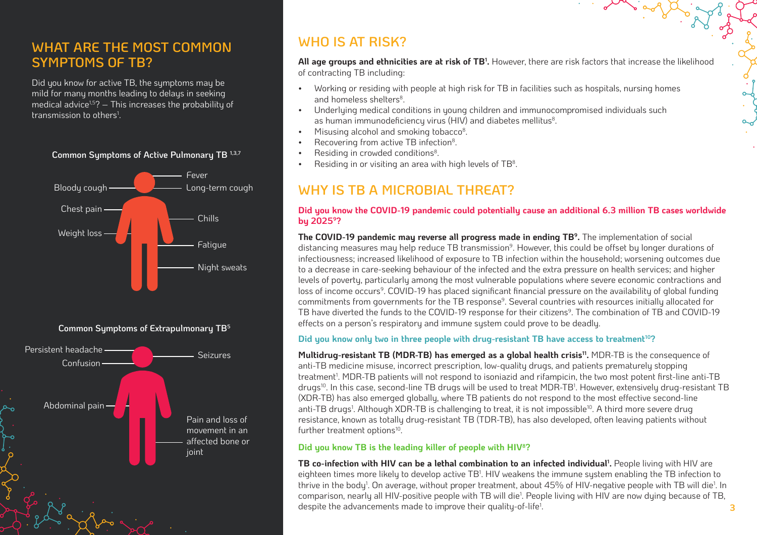## WHAT ARE THE MOST COMMON SYMPTOMS OF TB?

Did you know for active TB, the symptoms may be mild for many months leading to delays in seeking medical advice[1,5]? – This increases the probability of transmission to others[1].

**Common Symptoms of Active Pulmonary TB [1,3,7]**

- Bloody cough
- Chest pain
- Weight loss
- Fever
- Long-term cough
- Chills
- Fatigue
- Night sweats

**Common Symptoms of Extrapulmonary TB[5]**

- Persistent headache
- Confusion
- Abdominal pain
- Seizures
- Pain and loss of movement in an affected bone or joint

## WHO IS AT RISK?

**All age groups and ethnicities are at risk of TB[1].** However, there are risk factors that increase the likelihood of contracting TB including:

- Working or residing with people at high risk for TB in facilities such as hospitals, nursing homes and homeless shelters[8].
- Underlying medical conditions in young children and immunocompromised individuals such as human immunodeficiency virus (HIV) and diabetes mellitus[8].
- Misusing alcohol and smoking tobacco[8].
- Recovering from active TB infection[8].
- Residing in crowded conditions[8].
- Residing in or visiting an area with high levels of TB[8].

## WHY IS TB A MICROBIAL THREAT?

**Did you know the COVID-19 pandemic could potentially cause an additional 6.3 million TB cases worldwide by 2025[9]?**

**The COVID-19 pandemic may reverse all progress made in ending TB[9].** The implementation of social distancing measures may help reduce TB transmission[9]. However, this could be offset by longer durations of infectiousness; increased likelihood of exposure to TB infection within the household; worsening outcomes due to a decrease in care-seeking behaviour of the infected and the extra pressure on health services; and higher levels of poverty, particularly among the most vulnerable populations where severe economic contractions and loss of income occurs[9]. COVID-19 has placed significant financial pressure on the availability of global funding commitments from governments for the TB response[9]. Several countries with resources initially allocated for TB have diverted the funds to the COVID-19 response for their citizens[9]. The combination of TB and COVID-19 effects on a person's respiratory and immune system could prove to be deadly.

**Did you know only two in three people with drug-resistant TB have access to treatment[10]?**

**Multidrug-resistant TB (MDR-TB) has emerged as a global health crisis[11].** MDR-TB is the consequence of anti-TB medicine misuse, incorrect prescription, low-quality drugs, and patients prematurely stopping treatment[1]. MDR-TB patients will not respond to isoniazid and rifampicin, the two most potent first-line anti-TB drugs[10]. In this case, second-line TB drugs will be used to treat MDR-TB[1]. However, extensively drug-resistant TB (XDR-TB) has also emerged globally, where TB patients do not respond to the most effective second-line anti-TB drugs[1]. Although XDR-TB is challenging to treat, it is not impossible[10]. A third more severe drug resistance, known as totally drug-resistant TB (TDR-TB), has also developed, often leaving patients without further treatment options[10].

**Did you know TB is the leading killer of people with HIV[8]?**

**TB co-infection with HIV can be a lethal combination to an infected individual[1].** People living with HIV are eighteen times more likely to develop active TB[1]. HIV weakens the immune system enabling the TB infection to thrive in the body[1]. On average, without proper treatment, about 45% of HIV-negative people with TB will die[1]. In comparison, nearly all HIV-positive people with TB will die[1]. People living with HIV are now dying because of TB, despite the advancements made to improve their quality-of-life[1].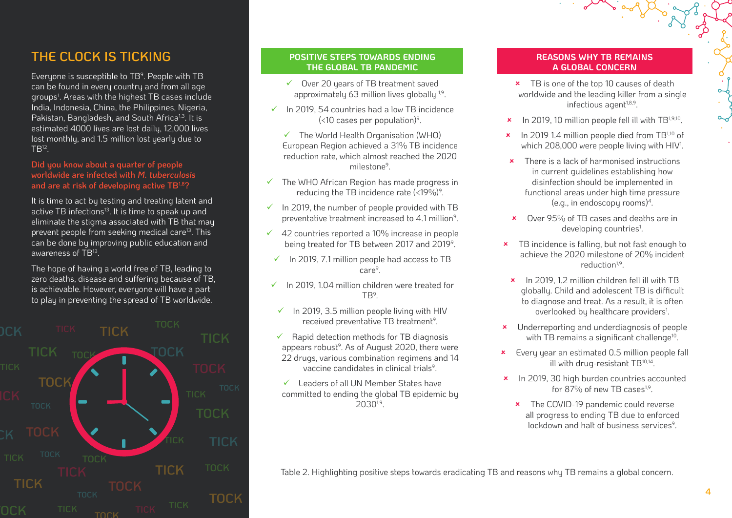## THE CLOCK IS TICKING

Everyone is susceptible to TB[9]. People with TB can be found in every country and from all age groups[1]. Areas with the highest TB cases include India, Indonesia, China, the Philippines, Nigeria, Pakistan, Bangladesh, and South Africa[1,3]. It is estimated 4000 lives are lost daily, 12,000 lives lost monthly, and 1.5 million lost yearly due to TB[12].

**Did you know about a quarter of people worldwide are infected with *M. tuberculosis* and are at risk of developing active TB[1,8]?**

It is time to act by testing and treating latent and active TB infections[13]. It is time to speak up and eliminate the stigma associated with TB that may prevent people from seeking medical care[13]. This can be done by improving public education and awareness of TB[13].

The hope of having a world free of TB, leading to zero deaths, disease and suffering because of TB, is achievable. However, everyone will have a part to play in preventing the spread of TB worldwide.

| POSITIVE STEPS TOWARDS ENDING THE GLOBAL TB PANDEMIC | REASONS WHY TB REMAINS A GLOBAL CONCERN |
|---|---|
| ✓ Over 20 years of TB treatment saved approximately 63 million lives globally [1,9]. | × TB is one of the top 10 causes of death worldwide and the leading killer from a single infectious agent[1,8,9]. |
| ✓ In 2019, 54 countries had a low TB incidence (<10 cases per population)[9]. | × In 2019, 10 million people fell ill with TB[1,9,10]. |
| ✓ The World Health Organisation (WHO) European Region achieved a 31% TB incidence reduction rate, which almost reached the 2020 milestone[9]. | × In 2019 1.4 million people died from TB[1,10] of which 208,000 were people living with HIV[1]. |
| ✓ The WHO African Region has made progress in reducing the TB incidence rate (<19%)[9]. | × There is a lack of harmonised instructions in current guidelines establishing how disinfection should be implemented in functional areas under high time pressure (e.g., in endoscopy rooms)[4]. |
| ✓ In 2019, the number of people provided with TB preventative treatment increased to 4.1 million[9]. | × Over 95% of TB cases and deaths are in developing countries[1]. |
| ✓ 42 countries reported a 10% increase in people being treated for TB between 2017 and 2019[9]. | × TB incidence is falling, but not fast enough to achieve the 2020 milestone of 20% incident reduction[1,9]. |
| ✓ In 2019, 7.1 million people had access to TB care[9]. | × In 2019, 1.2 million children fell ill with TB globally. Child and adolescent TB is difficult to diagnose and treat. As a result, it is often overlooked by healthcare providers[1]. |
| ✓ In 2019, 1.04 million children were treated for TB[9]. | × Underreporting and underdiagnosis of people with TB remains a significant challenge[10]. |
| ✓ In 2019, 3.5 million people living with HIV received preventative TB treatment[9]. | × Every year an estimated 0.5 million people fall ill with drug-resistant TB[10,14]. |
| ✓ Rapid detection methods for TB diagnosis appears robust[9]. As of August 2020, there were 22 drugs, various combination regimens and 14 vaccine candidates in clinical trials[9]. | × In 2019, 30 high burden countries accounted for 87% of new TB cases[1,9]. |
| ✓ Leaders of all UN Member States have committed to ending the global TB epidemic by 2030[1,9]. | × The COVID-19 pandemic could reverse all progress to ending TB due to enforced lockdown and halt of business services[9]. |

Table 2. Highlighting positive steps towards eradicating TB and reasons why TB remains a global concern.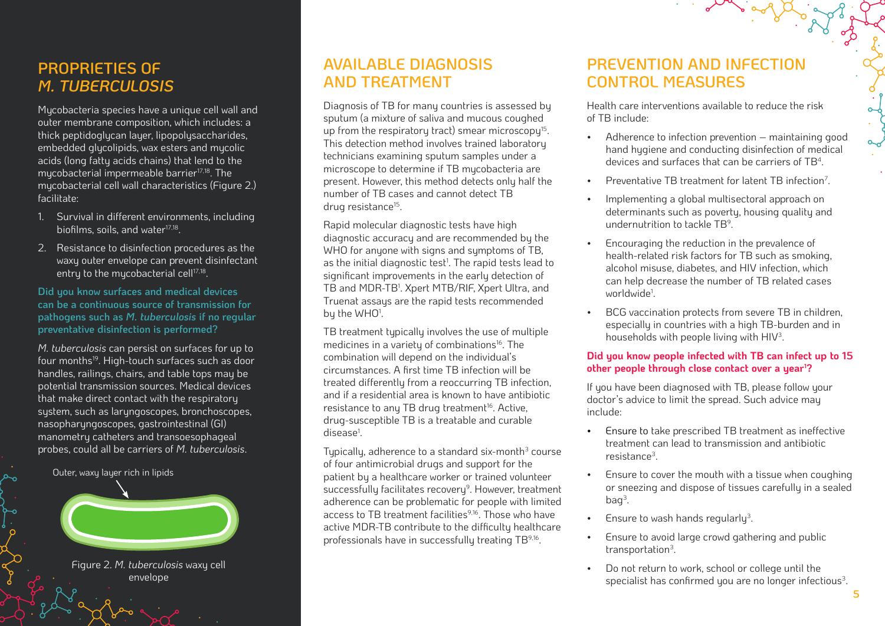## PROPRIETIES OF *M. TUBERCULOSIS*

Mycobacteria species have a unique cell wall and outer membrane composition, which includes: a thick peptidoglycan layer, lipopolysaccharides, embedded glycolipids, wax esters and mycolic acids (long fatty acids chains) that lend to the mycobacterial impermeable barrier[17,18]. The mycobacterial cell wall characteristics (Figure 2.) facilitate:

1. Survival in different environments, including biofilms, soils, and water[17,18].
2. Resistance to disinfection procedures as the waxy outer envelope can prevent disinfectant entry to the mycobacterial cell[17,18].

**Did you know surfaces and medical devices can be a continuous source of transmission for pathogens such as *M. tuberculosis* if no regular preventative disinfection is performed?**

*M. tuberculosis* can persist on surfaces for up to four months[19]. High-touch surfaces such as door handles, railings, chairs, and table tops may be potential transmission sources. Medical devices that make direct contact with the respiratory system, such as laryngoscopes, bronchoscopes, nasopharyngoscopes, gastrointestinal (GI) manometry catheters and transoesophageal probes, could all be carriers of *M. tuberculosis*.

Outer, waxy layer rich in lipids

Figure 2. *M. tuberculosis* waxy cell envelope

## AVAILABLE DIAGNOSIS AND TREATMENT

Diagnosis of TB for many countries is assessed by sputum (a mixture of saliva and mucous coughed up from the respiratory tract) smear microscopy[15]. This detection method involves trained laboratory technicians examining sputum samples under a microscope to determine if TB mycobacteria are present. However, this method detects only half the number of TB cases and cannot detect TB drug resistance[15].

Rapid molecular diagnostic tests have high diagnostic accuracy and are recommended by the WHO for anyone with signs and symptoms of TB, as the initial diagnostic test[1]. The rapid tests lead to significant improvements in the early detection of TB and MDR-TB[1]. Xpert MTB/RIF, Xpert Ultra, and Truenat assays are the rapid tests recommended by the WHO[1].

TB treatment typically involves the use of multiple medicines in a variety of combinations[16]. The combination will depend on the individual's circumstances. A first time TB infection will be treated differently from a reoccurring TB infection, and if a residential area is known to have antibiotic resistance to any TB drug treatment[16]. Active, drug-susceptible TB is a treatable and curable disease[1].

Typically, adherence to a standard six-month[3] course of four antimicrobial drugs and support for the patient by a healthcare worker or trained volunteer successfully facilitates recovery[9]. However, treatment adherence can be problematic for people with limited access to TB treatment facilities[9,16]. Those who have active MDR-TB contribute to the difficulty healthcare professionals have in successfully treating TB[9,16].

## PREVENTION AND INFECTION CONTROL MEASURES

Health care interventions available to reduce the risk of TB include:

- Adherence to infection prevention – maintaining good hand hygiene and conducting disinfection of medical devices and surfaces that can be carriers of TB[4].
- Preventative TB treatment for latent TB infection[7].
- Implementing a global multisectoral approach on determinants such as poverty, housing quality and undernutrition to tackle TB[9].
- Encouraging the reduction in the prevalence of health-related risk factors for TB such as smoking, alcohol misuse, diabetes, and HIV infection, which can help decrease the number of TB related cases worldwide[1].
- BCG vaccination protects from severe TB in children, especially in countries with a high TB-burden and in households with people living with HIV[3].

**Did you know people infected with TB can infect up to 15 other people through close contact over a year[1]?**

If you have been diagnosed with TB, please follow your doctor's advice to limit the spread. Such advice may include:

- Ensure to take prescribed TB treatment as ineffective treatment can lead to transmission and antibiotic resistance[3].
- Ensure to cover the mouth with a tissue when coughing or sneezing and dispose of tissues carefully in a sealed bag[3].
- Ensure to wash hands regularly[3].
- Ensure to avoid large crowd gathering and public transportation[3].
- Do not return to work, school or college until the specialist has confirmed you are no longer infectious[3].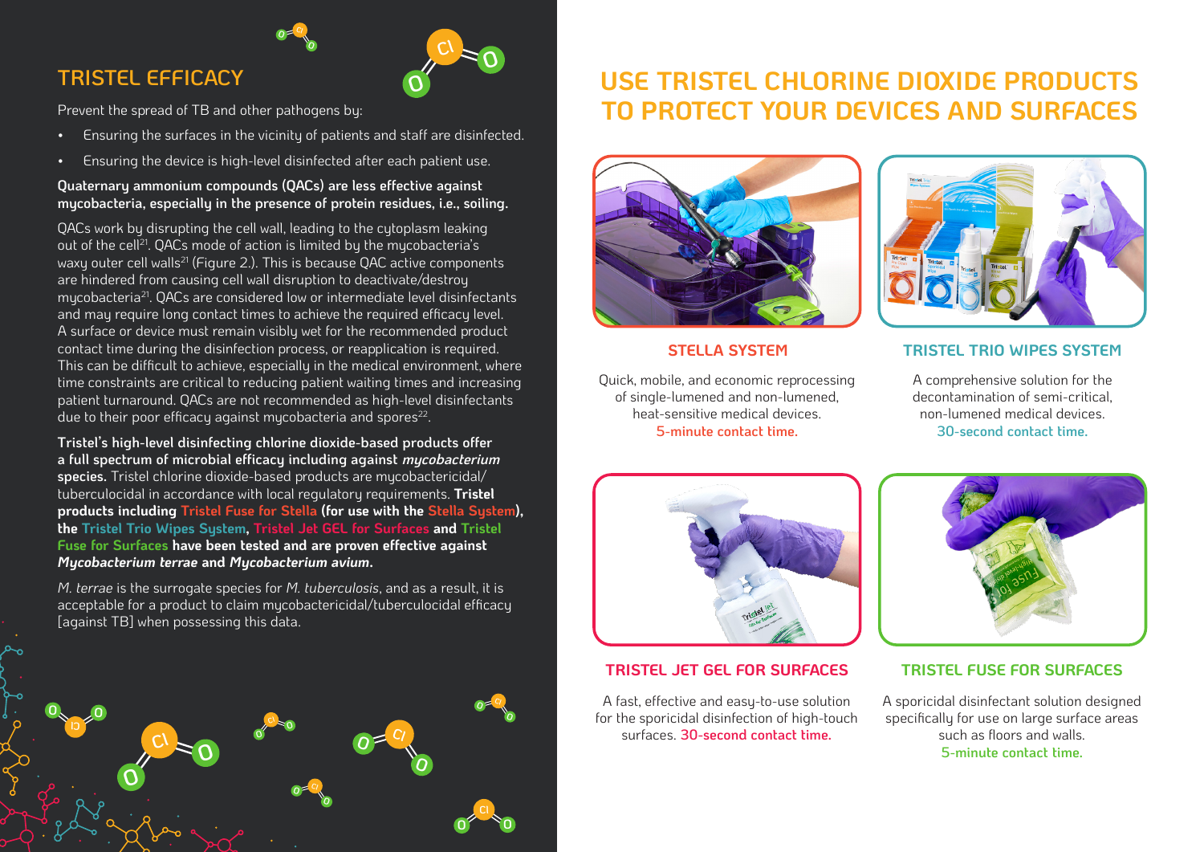## TRISTEL EFFICACY

Prevent the spread of TB and other pathogens by:

- Ensuring the surfaces in the vicinity of patients and staff are disinfected.
- Ensuring the device is high-level disinfected after each patient use.

**Quaternary ammonium compounds (QACs) are less effective against mycobacteria, especially in the presence of protein residues, i.e., soiling.**

QACs work by disrupting the cell wall, leading to the cytoplasm leaking out of the cell[21]. QACs mode of action is limited by the mycobacteria's waxy outer cell walls[21] (Figure 2.). This is because QAC active components are hindered from causing cell wall disruption to deactivate/destroy mycobacteria[21]. QACs are considered low or intermediate level disinfectants and may require long contact times to achieve the required efficacy level. A surface or device must remain visibly wet for the recommended product contact time during the disinfection process, or reapplication is required. This can be difficult to achieve, especially in the medical environment, where time constraints are critical to reducing patient waiting times and increasing patient turnaround. QACs are not recommended as high-level disinfectants due to their poor efficacy against mycobacteria and spores[22].

**Tristel's high-level disinfecting chlorine dioxide-based products offer a full spectrum of microbial efficacy including against *mycobacterium* species.** Tristel chlorine dioxide-based products are mycobactericidal/tuberculocidal in accordance with local regulatory requirements. **Tristel products including Tristel Fuse for Stella (for use with the Stella System), the Tristel Trio Wipes System, Tristel Jet GEL for Surfaces and Tristel Fuse for Surfaces have been tested and are proven effective against *Mycobacterium terrae* and *Mycobacterium avium*.**

*M. terrae* is the surrogate species for *M. tuberculosis*, and as a result, it is acceptable for a product to claim mycobactericidal/tuberculocidal efficacy [against TB] when possessing this data.

# USE TRISTEL CHLORINE DIOXIDE PRODUCTS TO PROTECT YOUR DEVICES AND SURFACES

### STELLA SYSTEM

Quick, mobile, and economic reprocessing of single-lumened and non-lumened, heat-sensitive medical devices.
**5-minute contact time.**

### TRISTEL TRIO WIPES SYSTEM

A comprehensive solution for the decontamination of semi-critical, non-lumened medical devices.
**30-second contact time.**

### TRISTEL JET GEL FOR SURFACES

A fast, effective and easy-to-use solution for the sporicidal disinfection of high-touch surfaces. **30-second contact time.**

### TRISTEL FUSE FOR SURFACES

A sporicidal disinfectant solution designed specifically for use on large surface areas such as floors and walls.
**5-minute contact time.**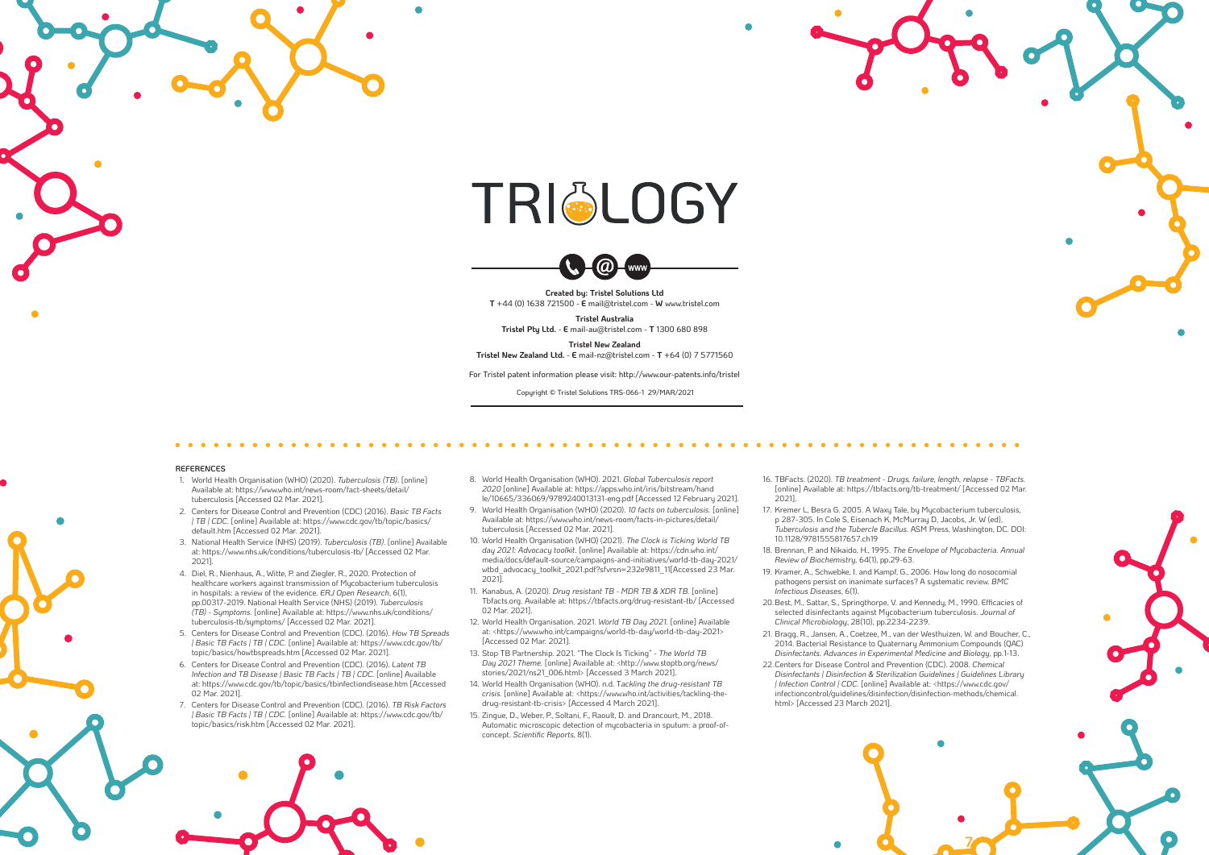# TRIOLOGY

**Created by: Tristel Solutions Ltd**
**T** +44 (0) 1638 721500 - **E** mail@tristel.com - **W** www.tristel.com

**Tristel Australia**
**Tristel Pty Ltd.** - **E** mail-au@tristel.com - **T** 1300 680 898

**Tristel New Zealand**
**Tristel New Zealand Ltd.** - **E** mail-nz@tristel.com - **T** +64 (0) 7 5771560

For Tristel patent information please visit: http://www.our-patents.info/tristel

Copyright © Tristel Solutions TRS-066-1 29/MAR/2021

## REFERENCES

1. World Health Organisation (WHO) (2020). *Tuberculosis (TB)*. [online] Available at: https://www.who.int/news-room/fact-sheets/detail/tuberculosis [Accessed 02 Mar. 2021].
2. Centers for Disease Control and Prevention (CDC) (2016). *Basic TB Facts | TB | CDC*. [online] Available at: https://www.cdc.gov/tb/topic/basics/default.htm [Accessed 02 Mar. 2021].
3. National Health Service (NHS) (2019). *Tuberculosis (TB)*. [online] Available at: https://www.nhs.uk/conditions/tuberculosis-tb/ [Accessed 02 Mar. 2021].
4. Diel, R., Nienhaus, A., Witte, P. and Ziegler, R., 2020. Protection of healthcare workers against transmission of Mycobacterium tuberculosis in hospitals: a review of the evidence. *ERJ Open Research*, 6(1), pp.00317-2019. National Health Service (NHS) (2019). *Tuberculosis (TB) - Symptoms*. [online] Available at: https://www.nhs.uk/conditions/tuberculosis-tb/symptoms/ [Accessed 02 Mar. 2021].
5. Centers for Disease Control and Prevention (CDC). (2016). *How TB Spreads | Basic TB Facts | TB | CDC*. [online] Available at: https://www.cdc.gov/tb/topic/basics/howtbspreads.htm [Accessed 02 Mar. 2021].
6. Centers for Disease Control and Prevention (CDC). (2016). *Latent TB Infection and TB Disease | Basic TB Facts | TB | CDC*. [online] Available at: https://www.cdc.gov/tb/topic/basics/tbinfectiondisease.htm [Accessed 02 Mar. 2021].
7. Centers for Disease Control and Prevention (CDC). (2016). *TB Risk Factors | Basic TB Facts | TB | CDC*. [online] Available at: https://www.cdc.gov/tb/topic/basics/risk.htm [Accessed 02 Mar. 2021].
8. World Health Organisation (WHO). 2021. *Global Tuberculosis report 2020* [online] Available at: https://apps.who.int/iris/bitstream/handle/10665/336069/9789240013131-eng.pdf [Accessed 12 February 2021].
9. World Health Organisation (WHO) (2020). *10 facts on tuberculosis*. [online] Available at: https://www.who.int/news-room/facts-in-pictures/detail/tuberculosis [Accessed 02 Mar. 2021].
10. World Health Organisation (WHO) (2021). *The Clock is Ticking World TB day 2021: Advocacy toolkit*. [online] Available at: https://cdn.who.int/media/docs/default-source/campaigns-and-initiatives/world-tb-day-2021/wtbd_advocacy_toolkit_2021.pdf?sfvrsn=232e9811_11[Accessed 23 Mar. 2021].
11. Kanabus, A. (2020). *Drug resistant TB - MDR TB & XDR TB*. [online] Tbfacts.org. Available at: https://tbfacts.org/drug-resistant-tb/ [Accessed 02 Mar. 2021].
12. World Health Organisation. 2021. *World TB Day 2021*. [online] Available at: <https://www.who.int/campaigns/world-tb-day/world-tb-day-2021> [Accessed 02 Mar. 2021].
13. Stop TB Partnership. 2021. "The Clock Is Ticking" - *The World TB Day 2021 Theme*. [online] Available at: <http://www.stoptb.org/news/stories/2021/ns21_006.html> [Accessed 3 March 2021].
14. World Health Organisation (WHO). n.d. *Tackling the drug-resistant TB crisis*. [online] Available at: <https://www.who.int/activities/tackling-the-drug-resistant-tb-crisis> [Accessed 4 March 2021].
15. Zingue, D., Weber, P., Soltani, F., Raoult, D. and Drancourt, M., 2018. Automatic microscopic detection of mycobacteria in sputum: a proof-of-concept. *Scientific Reports*, 8(1).
16. TBFacts. (2020). *TB treatment - Drugs, failure, length, relapse - TBFacts*. [online] Available at: https://tbfacts.org/tb-treatment/ [Accessed 02 Mar. 2021].
17. Kremer L, Besra G. 2005. A Waxy Tale, by Mycobacterium tuberculosis, p 287-305. In Cole S, Eisenach K, McMurray D, Jacobs, Jr. W (ed), *Tuberculosis and the Tubercle Bacillus*. ASM Press, Washington, DC. DOI: 10.1128/9781555817657.ch19
18. Brennan, P. and Nikaido, H., 1995. *The Envelope of Mycobacteria. Annual Review of Biochemistry*, 64(1), pp.29-63.
19. Kramer, A., Schwebke, I. and Kampf, G., 2006. How long do nosocomial pathogens persist on inanimate surfaces? A systematic review. *BMC Infectious Diseases*, 6(1).
20. Best, M., Sattar, S., Springthorpe, V. and Kennedy, M., 1990. Efficacies of selected disinfectants against Mycobacterium tuberculosis. *Journal of Clinical Microbiology*, 28(10), pp.2234-2239.
21. Bragg, R., Jansen, A., Coetzee, M., van der Westhuizen, W. and Boucher, C., 2014. Bacterial Resistance to Quaternary Ammonium Compounds (QAC) *Disinfectants. Advances in Experimental Medicine and Biology*, pp.1-13.
22. Centers for Disease Control and Prevention (CDC). 2008. *Chemical Disinfectants | Disinfection & Sterilization Guidelines | Guidelines Library | Infection Control | CDC*. [online] Available at: <https://www.cdc.gov/infectioncontrol/guidelines/disinfection/disinfection-methods/chemical.html> [Accessed 23 March 2021].